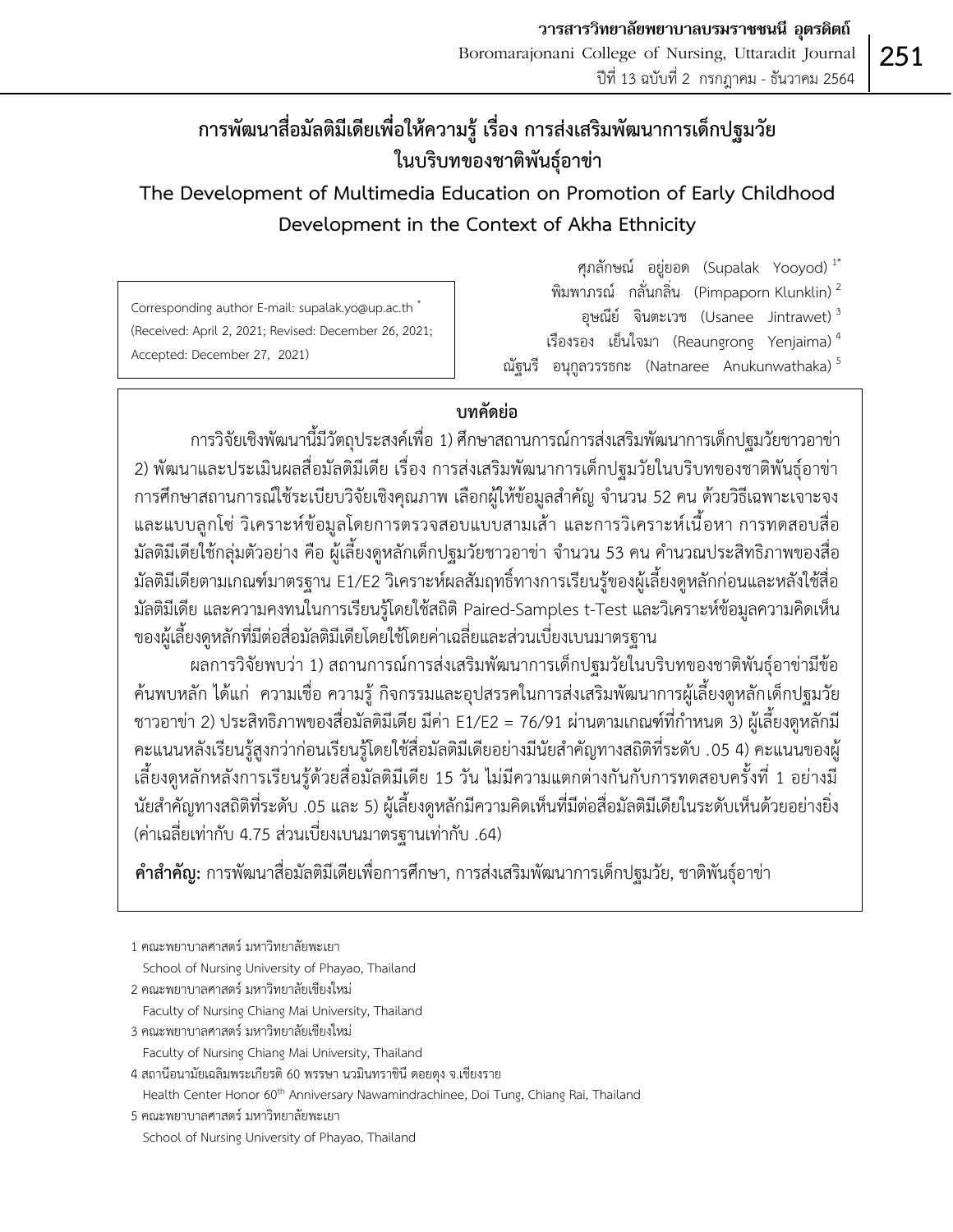# การพัฒนาสื่อมัลติมีเดียเพื่อให้ความรู้ เรื่อง การส่งเสริมพัฒนาการเด็กปฐมวัยในบริบทของชาติพันธุ์อาข่า

## The Development of Multimedia Education on Promotion of Early Childhood Development in the Context of Akha Ethnicity

ศุภลักษณ์ อยู่ยอด (Supalak Yooyod) [1*]
พิมพาภรณ์ กลั่นกลิ่น (Pimpaporn Klunklin) [2]
อุษณีย์ จินตะเวช (Usanee Jintrawet) [3]
เรืองรอง เย็นใจมา (Reaungrong Yenjaima) [4]
ณัฐนรี อนุกูลวรรธกะ (Natnaree Anukunwathaka) [5]

Corresponding author E-mail: supalak.yo@up.ac.th *
(Received: April 2, 2021; Revised: December 26, 2021; Accepted: December 27, 2021)

### บทคัดย่อ

การวิจัยเชิงพัฒนานี้มีวัตถุประสงค์เพื่อ 1) ศึกษาสถานการณ์การส่งเสริมพัฒนาการเด็กปฐมวัยชาวอาข่า 2) พัฒนาและประเมินผลสื่อมัลติมีเดีย เรื่อง การส่งเสริมพัฒนาการเด็กปฐมวัยในบริบทของชาติพันธุ์อาข่า การศึกษาสถานการณ์ใช้ระเบียบวิจัยเชิงคุณภาพ เลือกผู้ให้ข้อมูลสำคัญ จำนวน 52 คน ด้วยวิธีเฉพาะเจาะจง และแบบลูกโซ่ วิเคราะห์ข้อมูลโดยการตรวจสอบแบบสามเส้า และการวิเคราะห์เนื้อหา การทดสอบสื่อมัลติมีเดียใช้กลุ่มตัวอย่าง คือ ผู้เลี้ยงดูหลักเด็กปฐมวัยชาวอาข่า จำนวน 53 คน คำนวณประสิทธิภาพของสื่อมัลติมีเดียตามเกณฑ์มาตรฐาน E1/E2 วิเคราะห์ผลสัมฤทธิ์ทางการเรียนรู้ของผู้เลี้ยงดูหลักก่อนและหลังใช้สื่อมัลติมีเดีย และความคงทนในการเรียนรู้โดยใช้สถิติ Paired-Samples t-Test และวิเคราะห์ข้อมูลความคิดเห็นของผู้เลี้ยงดูหลักที่มีต่อสื่อมัลติมีเดียโดยใช้โดยค่าเฉลี่ยและส่วนเบี่ยงเบนมาตรฐาน

ผลการวิจัยพบว่า 1) สถานการณ์การส่งเสริมพัฒนาการเด็กปฐมวัยในบริบทของชาติพันธุ์อาข่ามีข้อค้นพบหลัก ได้แก่ ความเชื่อ ความรู้ กิจกรรมและอุปสรรคในการส่งเสริมพัฒนาการผู้เลี้ยงดูหลักเด็กปฐมวัยชาวอาข่า 2) ประสิทธิภาพของสื่อมัลติมีเดีย มีค่า E1/E2 = 76/91 ผ่านตามเกณฑ์ที่กำหนด 3) ผู้เลี้ยงดูหลักมีคะแนนหลังเรียนรู้สูงกว่าก่อนเรียนรู้โดยใช้สื่อมัลติมีเดียอย่างมีนัยสำคัญทางสถิติที่ระดับ .05 4) คะแนนของผู้เลี้ยงดูหลักหลังการเรียนรู้ด้วยสื่อมัลติมีเดีย 15 วัน ไม่มีความแตกต่างกันกับการทดสอบครั้งที่ 1 อย่างมีนัยสำคัญทางสถิติที่ระดับ .05 และ 5) ผู้เลี้ยงดูหลักมีความคิดเห็นที่มีต่อสื่อมัลติมีเดียในระดับเห็นด้วยอย่างยิ่ง (ค่าเฉลี่ยเท่ากับ 4.75 ส่วนเบี่ยงเบนมาตรฐานเท่ากับ .64)

**คำสำคัญ:** การพัฒนาสื่อมัลติมีเดียเพื่อการศึกษา, การส่งเสริมพัฒนาการเด็กปฐมวัย, ชาติพันธุ์อาข่า

---

1 คณะพยาบาลศาสตร์ มหาวิทยาลัยพะเยา
School of Nursing University of Phayao, Thailand
2 คณะพยาบาลศาสตร์ มหาวิทยาลัยเชียงใหม่
Faculty of Nursing Chiang Mai University, Thailand
3 คณะพยาบาลศาสตร์ มหาวิทยาลัยเชียงใหม่
Faculty of Nursing Chiang Mai University, Thailand
4 สถานีอนามัยเฉลิมพระเกียรติ 60 พรรษา นวมินทราชินี ดอยตุง จ.เชียงราย
Health Center Honor 60th Anniversary Nawamindrachinee, Doi Tung, Chiang Rai, Thailand
5 คณะพยาบาลศาสตร์ มหาวิทยาลัยพะเยา
School of Nursing University of Phayao, Thailand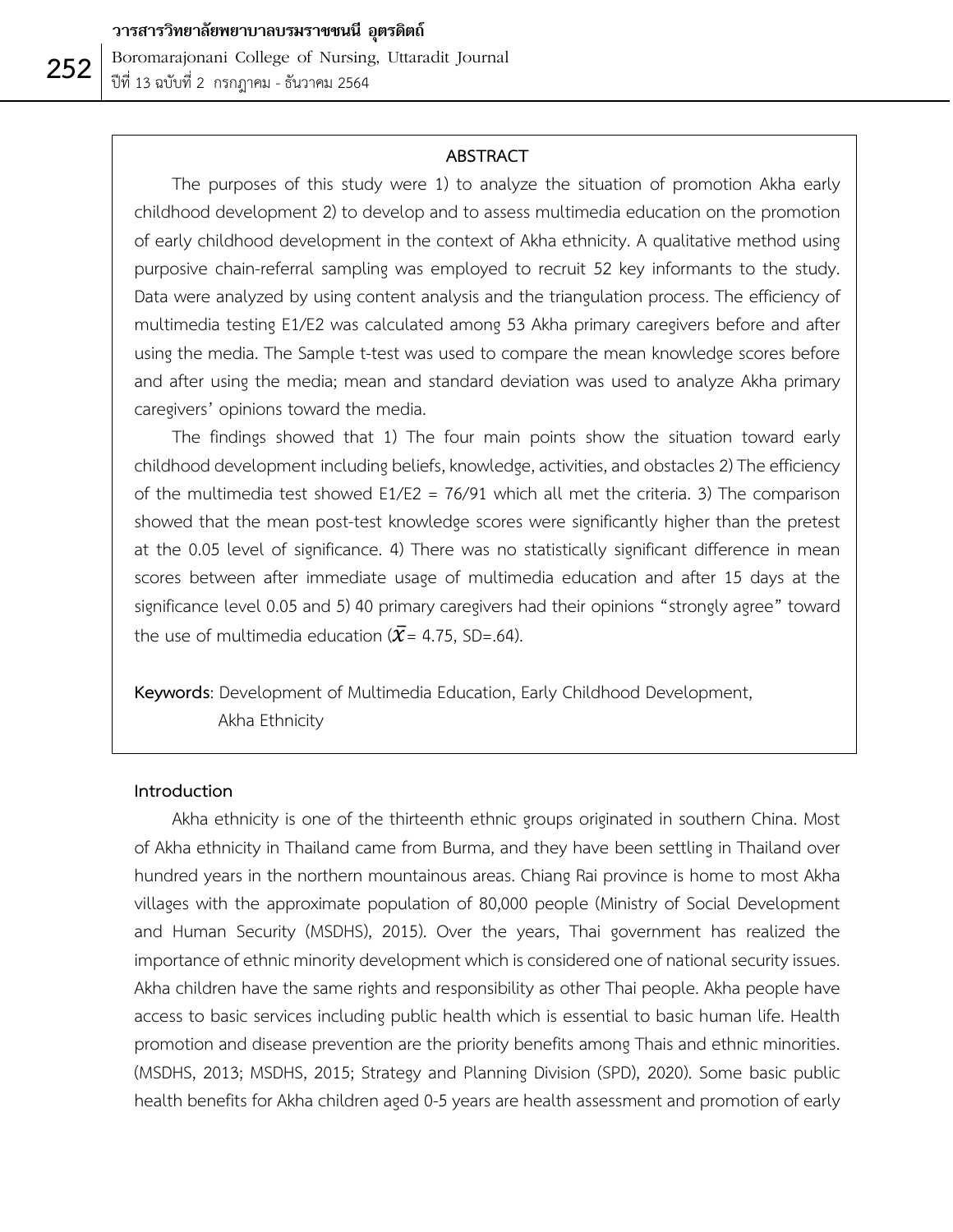## ABSTRACT

The purposes of this study were 1) to analyze the situation of promotion Akha early childhood development 2) to develop and to assess multimedia education on the promotion of early childhood development in the context of Akha ethnicity. A qualitative method using purposive chain-referral sampling was employed to recruit 52 key informants to the study. Data were analyzed by using content analysis and the triangulation process. The efficiency of multimedia testing E1/E2 was calculated among 53 Akha primary caregivers before and after using the media. The Sample t-test was used to compare the mean knowledge scores before and after using the media; mean and standard deviation was used to analyze Akha primary caregivers' opinions toward the media.

The findings showed that 1) The four main points show the situation toward early childhood development including beliefs, knowledge, activities, and obstacles 2) The efficiency of the multimedia test showed E1/E2 = 76/91 which all met the criteria. 3) The comparison showed that the mean post-test knowledge scores were significantly higher than the pretest at the 0.05 level of significance. 4) There was no statistically significant difference in mean scores between after immediate usage of multimedia education and after 15 days at the significance level 0.05 and 5) 40 primary caregivers had their opinions "strongly agree" toward the use of multimedia education ($\bar{X}$= 4.75, SD=.64).

**Keywords**: Development of Multimedia Education, Early Childhood Development, Akha Ethnicity

## Introduction

Akha ethnicity is one of the thirteenth ethnic groups originated in southern China. Most of Akha ethnicity in Thailand came from Burma, and they have been settling in Thailand over hundred years in the northern mountainous areas. Chiang Rai province is home to most Akha villages with the approximate population of 80,000 people (Ministry of Social Development and Human Security (MSDHS), 2015). Over the years, Thai government has realized the importance of ethnic minority development which is considered one of national security issues. Akha children have the same rights and responsibility as other Thai people. Akha people have access to basic services including public health which is essential to basic human life. Health promotion and disease prevention are the priority benefits among Thais and ethnic minorities. (MSDHS, 2013; MSDHS, 2015; Strategy and Planning Division (SPD), 2020). Some basic public health benefits for Akha children aged 0-5 years are health assessment and promotion of early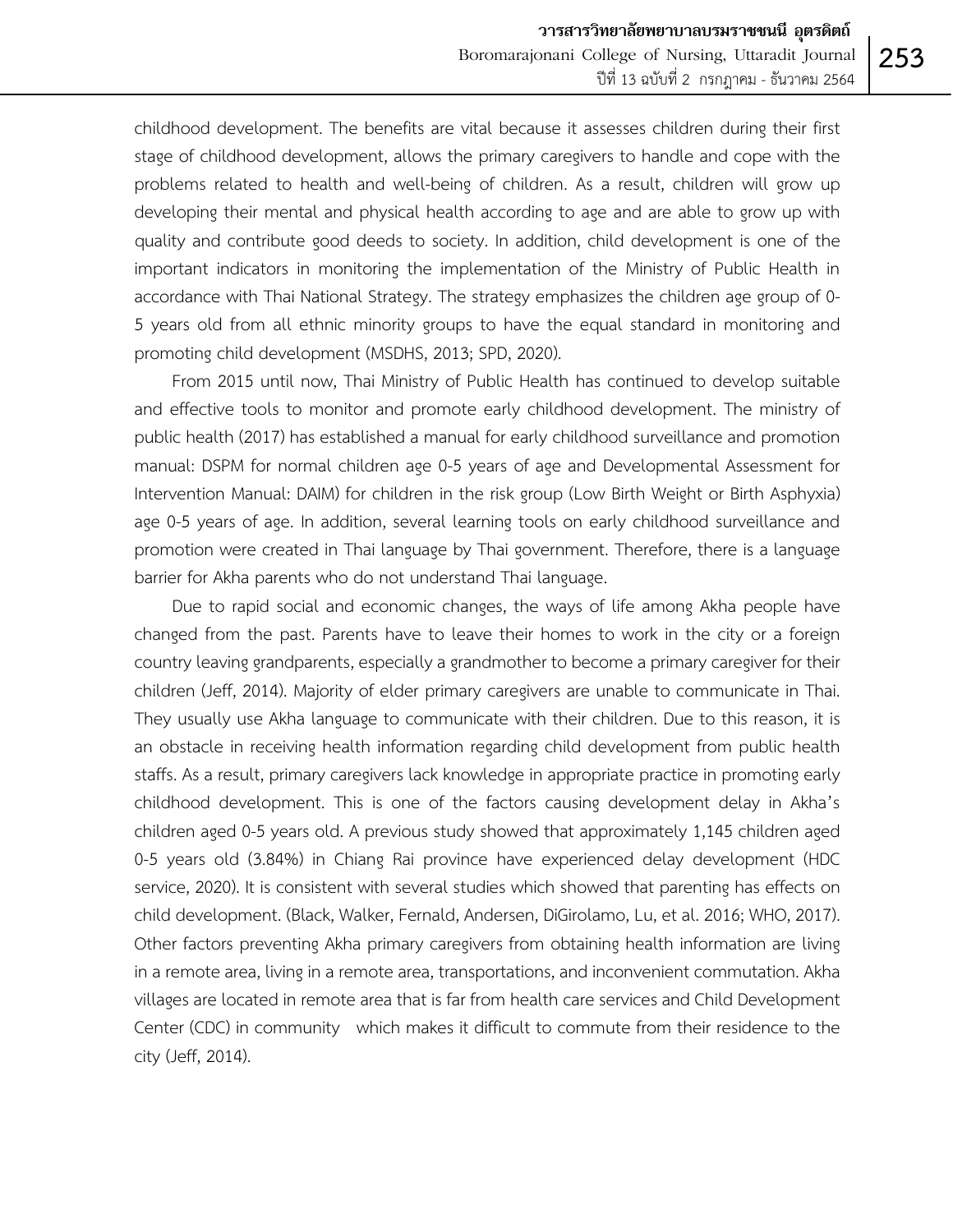childhood development. The benefits are vital because it assesses children during their first stage of childhood development, allows the primary caregivers to handle and cope with the problems related to health and well-being of children. As a result, children will grow up developing their mental and physical health according to age and are able to grow up with quality and contribute good deeds to society. In addition, child development is one of the important indicators in monitoring the implementation of the Ministry of Public Health in accordance with Thai National Strategy. The strategy emphasizes the children age group of 0-5 years old from all ethnic minority groups to have the equal standard in monitoring and promoting child development (MSDHS, 2013; SPD, 2020).

From 2015 until now, Thai Ministry of Public Health has continued to develop suitable and effective tools to monitor and promote early childhood development. The ministry of public health (2017) has established a manual for early childhood surveillance and promotion manual: DSPM for normal children age 0-5 years of age and Developmental Assessment for Intervention Manual: DAIM) for children in the risk group (Low Birth Weight or Birth Asphyxia) age 0-5 years of age. In addition, several learning tools on early childhood surveillance and promotion were created in Thai language by Thai government. Therefore, there is a language barrier for Akha parents who do not understand Thai language.

Due to rapid social and economic changes, the ways of life among Akha people have changed from the past. Parents have to leave their homes to work in the city or a foreign country leaving grandparents, especially a grandmother to become a primary caregiver for their children (Jeff, 2014). Majority of elder primary caregivers are unable to communicate in Thai. They usually use Akha language to communicate with their children. Due to this reason, it is an obstacle in receiving health information regarding child development from public health staffs. As a result, primary caregivers lack knowledge in appropriate practice in promoting early childhood development. This is one of the factors causing development delay in Akha's children aged 0-5 years old. A previous study showed that approximately 1,145 children aged 0-5 years old (3.84%) in Chiang Rai province have experienced delay development (HDC service, 2020). It is consistent with several studies which showed that parenting has effects on child development. (Black, Walker, Fernald, Andersen, DiGirolamo, Lu, et al. 2016; WHO, 2017). Other factors preventing Akha primary caregivers from obtaining health information are living in a remote area, living in a remote area, transportations, and inconvenient commutation. Akha villages are located in remote area that is far from health care services and Child Development Center (CDC) in community which makes it difficult to commute from their residence to the city (Jeff, 2014).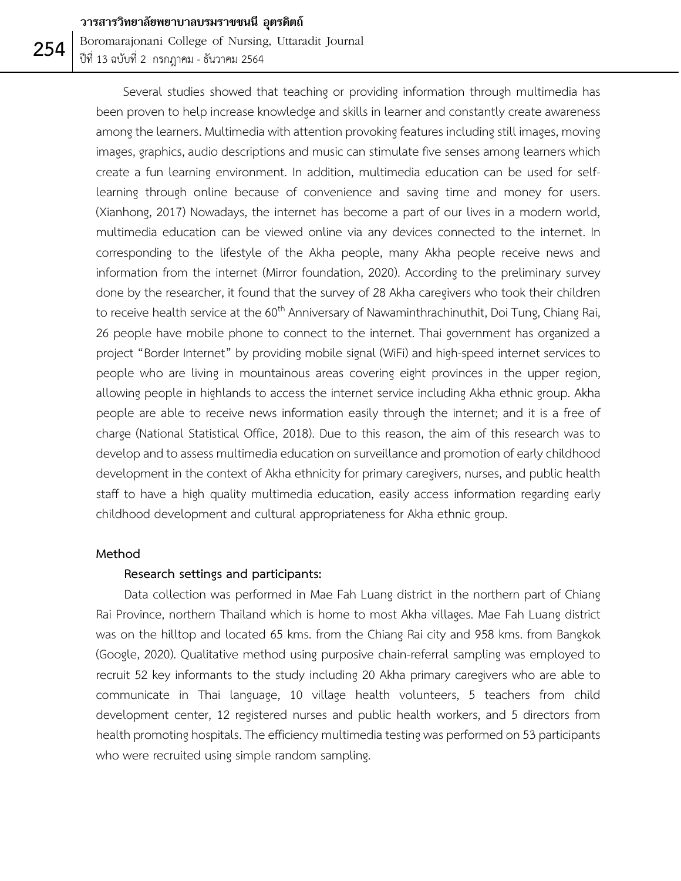Several studies showed that teaching or providing information through multimedia has been proven to help increase knowledge and skills in learner and constantly create awareness among the learners. Multimedia with attention provoking features including still images, moving images, graphics, audio descriptions and music can stimulate five senses among learners which create a fun learning environment. In addition, multimedia education can be used for self-learning through online because of convenience and saving time and money for users. (Xianhong, 2017) Nowadays, the internet has become a part of our lives in a modern world, multimedia education can be viewed online via any devices connected to the internet. In corresponding to the lifestyle of the Akha people, many Akha people receive news and information from the internet (Mirror foundation, 2020). According to the preliminary survey done by the researcher, it found that the survey of 28 Akha caregivers who took their children to receive health service at the 60th Anniversary of Nawaminthrachinuthit, Doi Tung, Chiang Rai, 26 people have mobile phone to connect to the internet. Thai government has organized a project "Border Internet" by providing mobile signal (WiFi) and high-speed internet services to people who are living in mountainous areas covering eight provinces in the upper region, allowing people in highlands to access the internet service including Akha ethnic group. Akha people are able to receive news information easily through the internet; and it is a free of charge (National Statistical Office, 2018). Due to this reason, the aim of this research was to develop and to assess multimedia education on surveillance and promotion of early childhood development in the context of Akha ethnicity for primary caregivers, nurses, and public health staff to have a high quality multimedia education, easily access information regarding early childhood development and cultural appropriateness for Akha ethnic group.

## Method

### Research settings and participants:

Data collection was performed in Mae Fah Luang district in the northern part of Chiang Rai Province, northern Thailand which is home to most Akha villages. Mae Fah Luang district was on the hilltop and located 65 kms. from the Chiang Rai city and 958 kms. from Bangkok (Google, 2020). Qualitative method using purposive chain-referral sampling was employed to recruit 52 key informants to the study including 20 Akha primary caregivers who are able to communicate in Thai language, 10 village health volunteers, 5 teachers from child development center, 12 registered nurses and public health workers, and 5 directors from health promoting hospitals. The efficiency multimedia testing was performed on 53 participants who were recruited using simple random sampling.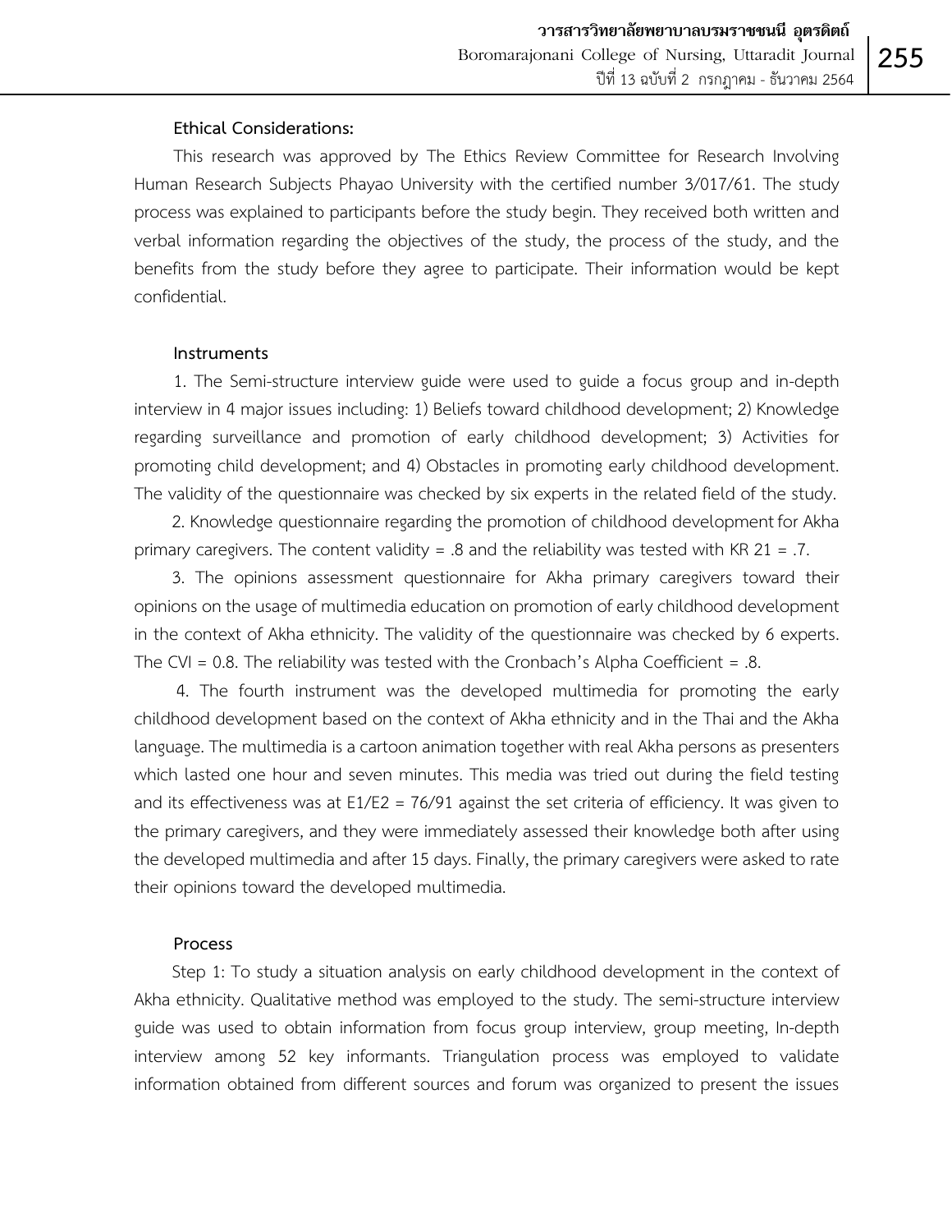**Ethical Considerations:**

This research was approved by The Ethics Review Committee for Research Involving Human Research Subjects Phayao University with the certified number 3/017/61. The study process was explained to participants before the study begin. They received both written and verbal information regarding the objectives of the study, the process of the study, and the benefits from the study before they agree to participate. Their information would be kept confidential.

**Instruments**

1. The Semi-structure interview guide were used to guide a focus group and in-depth interview in 4 major issues including: 1) Beliefs toward childhood development; 2) Knowledge regarding surveillance and promotion of early childhood development; 3) Activities for promoting child development; and 4) Obstacles in promoting early childhood development. The validity of the questionnaire was checked by six experts in the related field of the study.

2. Knowledge questionnaire regarding the promotion of childhood development for Akha primary caregivers. The content validity = .8 and the reliability was tested with KR 21 = .7.

3. The opinions assessment questionnaire for Akha primary caregivers toward their opinions on the usage of multimedia education on promotion of early childhood development in the context of Akha ethnicity. The validity of the questionnaire was checked by 6 experts. The CVI = 0.8. The reliability was tested with the Cronbach's Alpha Coefficient = .8.

4. The fourth instrument was the developed multimedia for promoting the early childhood development based on the context of Akha ethnicity and in the Thai and the Akha language. The multimedia is a cartoon animation together with real Akha persons as presenters which lasted one hour and seven minutes. This media was tried out during the field testing and its effectiveness was at $E_1/E_2$ = 76/91 against the set criteria of efficiency. It was given to the primary caregivers, and they were immediately assessed their knowledge both after using the developed multimedia and after 15 days. Finally, the primary caregivers were asked to rate their opinions toward the developed multimedia.

**Process**

Step 1: To study a situation analysis on early childhood development in the context of Akha ethnicity. Qualitative method was employed to the study. The semi-structure interview guide was used to obtain information from focus group interview, group meeting, In-depth interview among 52 key informants. Triangulation process was employed to validate information obtained from different sources and forum was organized to present the issues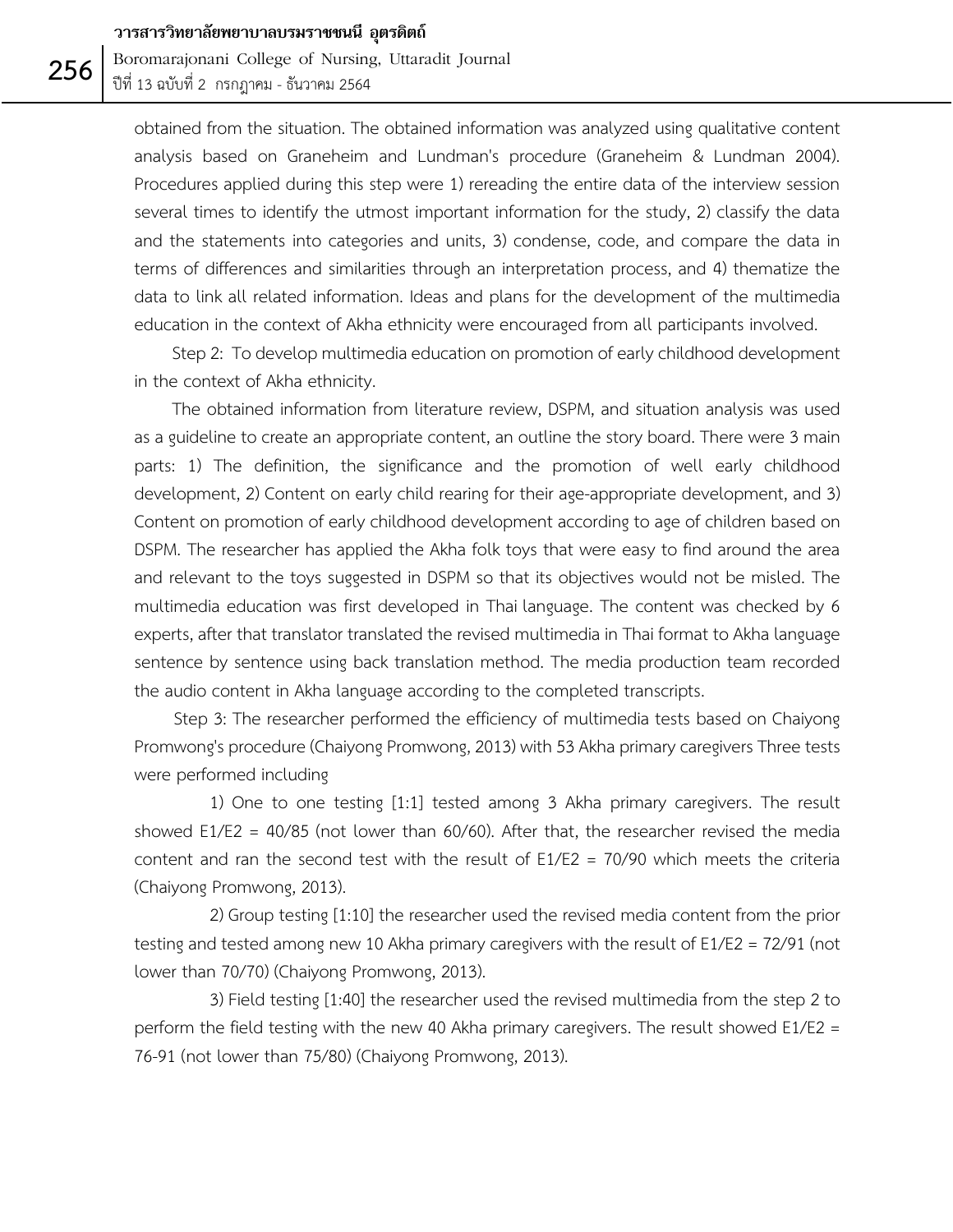obtained from the situation. The obtained information was analyzed using qualitative content analysis based on Graneheim and Lundman's procedure (Graneheim & Lundman 2004). Procedures applied during this step were 1) rereading the entire data of the interview session several times to identify the utmost important information for the study, 2) classify the data and the statements into categories and units, 3) condense, code, and compare the data in terms of differences and similarities through an interpretation process, and 4) thematize the data to link all related information. Ideas and plans for the development of the multimedia education in the context of Akha ethnicity were encouraged from all participants involved.

Step 2: To develop multimedia education on promotion of early childhood development in the context of Akha ethnicity.

The obtained information from literature review, DSPM, and situation analysis was used as a guideline to create an appropriate content, an outline the story board. There were 3 main parts: 1) The definition, the significance and the promotion of well early childhood development, 2) Content on early child rearing for their age-appropriate development, and 3) Content on promotion of early childhood development according to age of children based on DSPM. The researcher has applied the Akha folk toys that were easy to find around the area and relevant to the toys suggested in DSPM so that its objectives would not be misled. The multimedia education was first developed in Thai language. The content was checked by 6 experts, after that translator translated the revised multimedia in Thai format to Akha language sentence by sentence using back translation method. The media production team recorded the audio content in Akha language according to the completed transcripts.

Step 3: The researcher performed the efficiency of multimedia tests based on Chaiyong Promwong's procedure (Chaiyong Promwong, 2013) with 53 Akha primary caregivers Three tests were performed including

1) One to one testing [1:1] tested among 3 Akha primary caregivers. The result showed E1/E2 = 40/85 (not lower than 60/60). After that, the researcher revised the media content and ran the second test with the result of E1/E2 = 70/90 which meets the criteria (Chaiyong Promwong, 2013).

2) Group testing [1:10] the researcher used the revised media content from the prior testing and tested among new 10 Akha primary caregivers with the result of E1/E2 = 72/91 (not lower than 70/70) (Chaiyong Promwong, 2013).

3) Field testing [1:40] the researcher used the revised multimedia from the step 2 to perform the field testing with the new 40 Akha primary caregivers. The result showed E1/E2 = 76-91 (not lower than 75/80) (Chaiyong Promwong, 2013).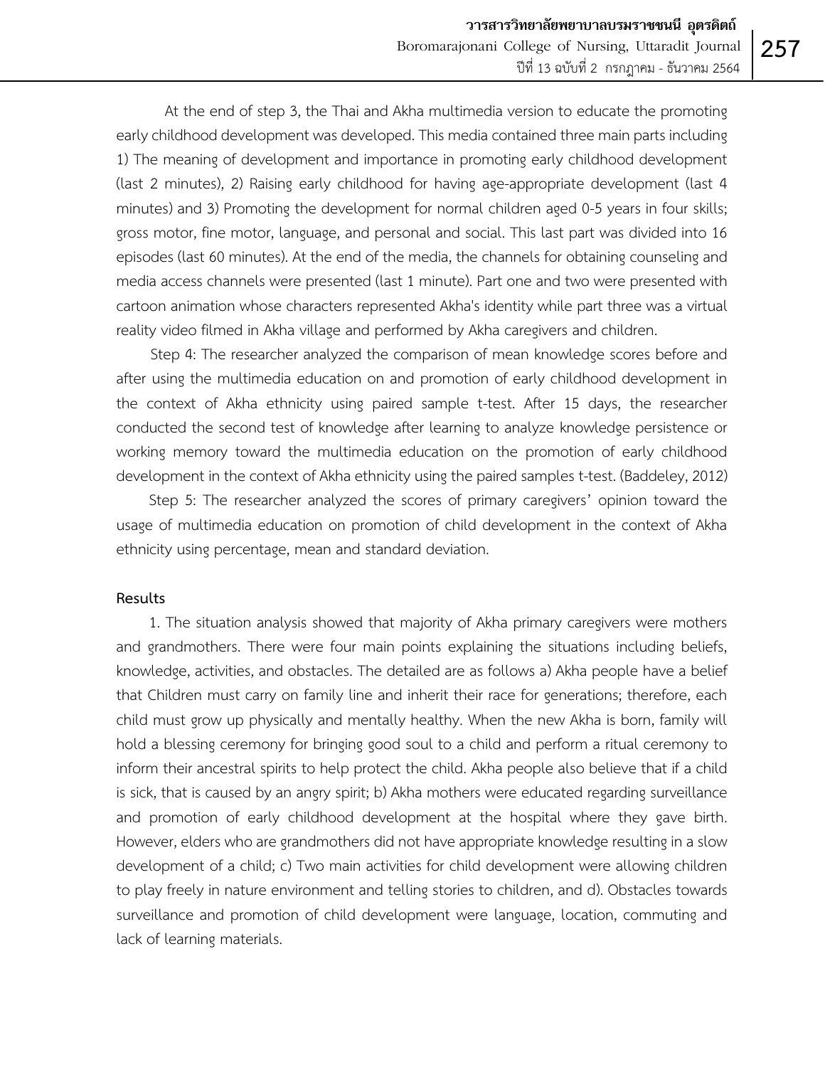At the end of step 3, the Thai and Akha multimedia version to educate the promoting early childhood development was developed. This media contained three main parts including 1) The meaning of development and importance in promoting early childhood development (last 2 minutes), 2) Raising early childhood for having age-appropriate development (last 4 minutes) and 3) Promoting the development for normal children aged 0-5 years in four skills; gross motor, fine motor, language, and personal and social. This last part was divided into 16 episodes (last 60 minutes). At the end of the media, the channels for obtaining counseling and media access channels were presented (last 1 minute). Part one and two were presented with cartoon animation whose characters represented Akha's identity while part three was a virtual reality video filmed in Akha village and performed by Akha caregivers and children.

Step 4: The researcher analyzed the comparison of mean knowledge scores before and after using the multimedia education on and promotion of early childhood development in the context of Akha ethnicity using paired sample t-test. After 15 days, the researcher conducted the second test of knowledge after learning to analyze knowledge persistence or working memory toward the multimedia education on the promotion of early childhood development in the context of Akha ethnicity using the paired samples t-test. (Baddeley, 2012)

Step 5: The researcher analyzed the scores of primary caregivers' opinion toward the usage of multimedia education on promotion of child development in the context of Akha ethnicity using percentage, mean and standard deviation.

**Results**

1. The situation analysis showed that majority of Akha primary caregivers were mothers and grandmothers. There were four main points explaining the situations including beliefs, knowledge, activities, and obstacles. The detailed are as follows a) Akha people have a belief that Children must carry on family line and inherit their race for generations; therefore, each child must grow up physically and mentally healthy. When the new Akha is born, family will hold a blessing ceremony for bringing good soul to a child and perform a ritual ceremony to inform their ancestral spirits to help protect the child. Akha people also believe that if a child is sick, that is caused by an angry spirit; b) Akha mothers were educated regarding surveillance and promotion of early childhood development at the hospital where they gave birth. However, elders who are grandmothers did not have appropriate knowledge resulting in a slow development of a child; c) Two main activities for child development were allowing children to play freely in nature environment and telling stories to children, and d). Obstacles towards surveillance and promotion of child development were language, location, commuting and lack of learning materials.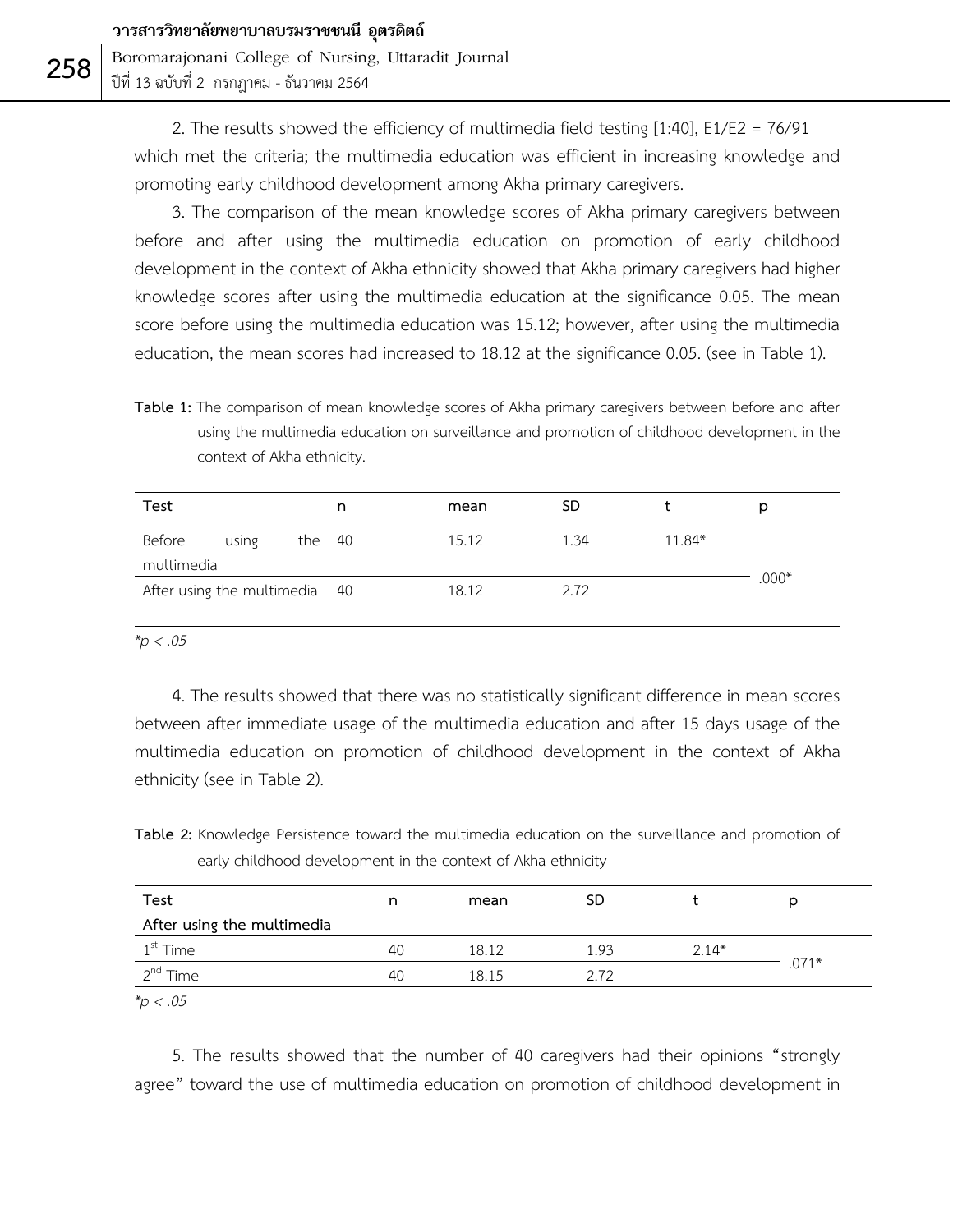2. The results showed the efficiency of multimedia field testing [1:40], E1/E2 = 76/91 which met the criteria; the multimedia education was efficient in increasing knowledge and promoting early childhood development among Akha primary caregivers.

3. The comparison of the mean knowledge scores of Akha primary caregivers between before and after using the multimedia education on promotion of early childhood development in the context of Akha ethnicity showed that Akha primary caregivers had higher knowledge scores after using the multimedia education at the significance 0.05. The mean score before using the multimedia education was 15.12; however, after using the multimedia education, the mean scores had increased to 18.12 at the significance 0.05. (see in Table 1).

**Table 1:** The comparison of mean knowledge scores of Akha primary caregivers between before and after using the multimedia education on surveillance and promotion of childhood development in the context of Akha ethnicity.

| Test | n | mean | SD | t | p |
|---|---|---|---|---|---|
| Before using the multimedia | 40 | 15.12 | 1.34 | 11.84* | .000* |
| After using the multimedia | 40 | 18.12 | 2.72 | | |

*$p < .05$

4. The results showed that there was no statistically significant difference in mean scores between after immediate usage of the multimedia education and after 15 days usage of the multimedia education on promotion of childhood development in the context of Akha ethnicity (see in Table 2).

**Table 2:** Knowledge Persistence toward the multimedia education on the surveillance and promotion of early childhood development in the context of Akha ethnicity

| Test | n | mean | SD | t | p |
|---|---|---|---|---|---|
| **After using the multimedia** | | | | | |
| 1st Time | 40 | 18.12 | 1.93 | 2.14* | .071* |
| 2nd Time | 40 | 18.15 | 2.72 | | |

*$p < .05$

5. The results showed that the number of 40 caregivers had their opinions "strongly agree" toward the use of multimedia education on promotion of childhood development in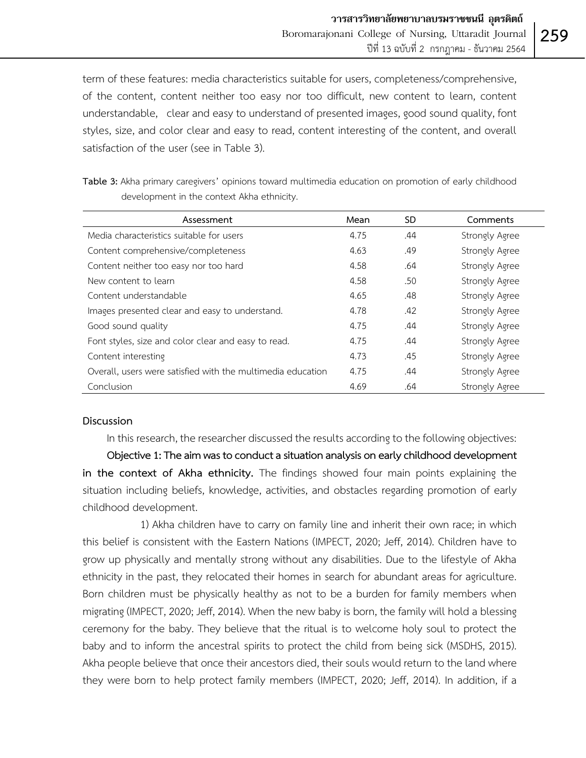term of these features: media characteristics suitable for users, completeness/comprehensive, of the content, content neither too easy nor too difficult, new content to learn, content understandable, clear and easy to understand of presented images, good sound quality, font styles, size, and color clear and easy to read, content interesting of the content, and overall satisfaction of the user (see in Table 3).

**Table 3:** Akha primary caregivers' opinions toward multimedia education on promotion of early childhood development in the context Akha ethnicity.

| Assessment | Mean | SD | Comments |
|---|---|---|---|
| Media characteristics suitable for users | 4.75 | .44 | Strongly Agree |
| Content comprehensive/completeness | 4.63 | .49 | Strongly Agree |
| Content neither too easy nor too hard | 4.58 | .64 | Strongly Agree |
| New content to learn | 4.58 | .50 | Strongly Agree |
| Content understandable | 4.65 | .48 | Strongly Agree |
| Images presented clear and easy to understand. | 4.78 | .42 | Strongly Agree |
| Good sound quality | 4.75 | .44 | Strongly Agree |
| Font styles, size and color clear and easy to read. | 4.75 | .44 | Strongly Agree |
| Content interesting | 4.73 | .45 | Strongly Agree |
| Overall, users were satisfied with the multimedia education | 4.75 | .44 | Strongly Agree |
| Conclusion | 4.69 | .64 | Strongly Agree |

## Discussion

In this research, the researcher discussed the results according to the following objectives:

**Objective 1: The aim was to conduct a situation analysis on early childhood development in the context of Akha ethnicity.** The findings showed four main points explaining the situation including beliefs, knowledge, activities, and obstacles regarding promotion of early childhood development.

1) Akha children have to carry on family line and inherit their own race; in which this belief is consistent with the Eastern Nations (IMPECT, 2020; Jeff, 2014). Children have to grow up physically and mentally strong without any disabilities. Due to the lifestyle of Akha ethnicity in the past, they relocated their homes in search for abundant areas for agriculture. Born children must be physically healthy as not to be a burden for family members when migrating (IMPECT, 2020; Jeff, 2014). When the new baby is born, the family will hold a blessing ceremony for the baby. They believe that the ritual is to welcome holy soul to protect the baby and to inform the ancestral spirits to protect the child from being sick (MSDHS, 2015). Akha people believe that once their ancestors died, their souls would return to the land where they were born to help protect family members (IMPECT, 2020; Jeff, 2014). In addition, if a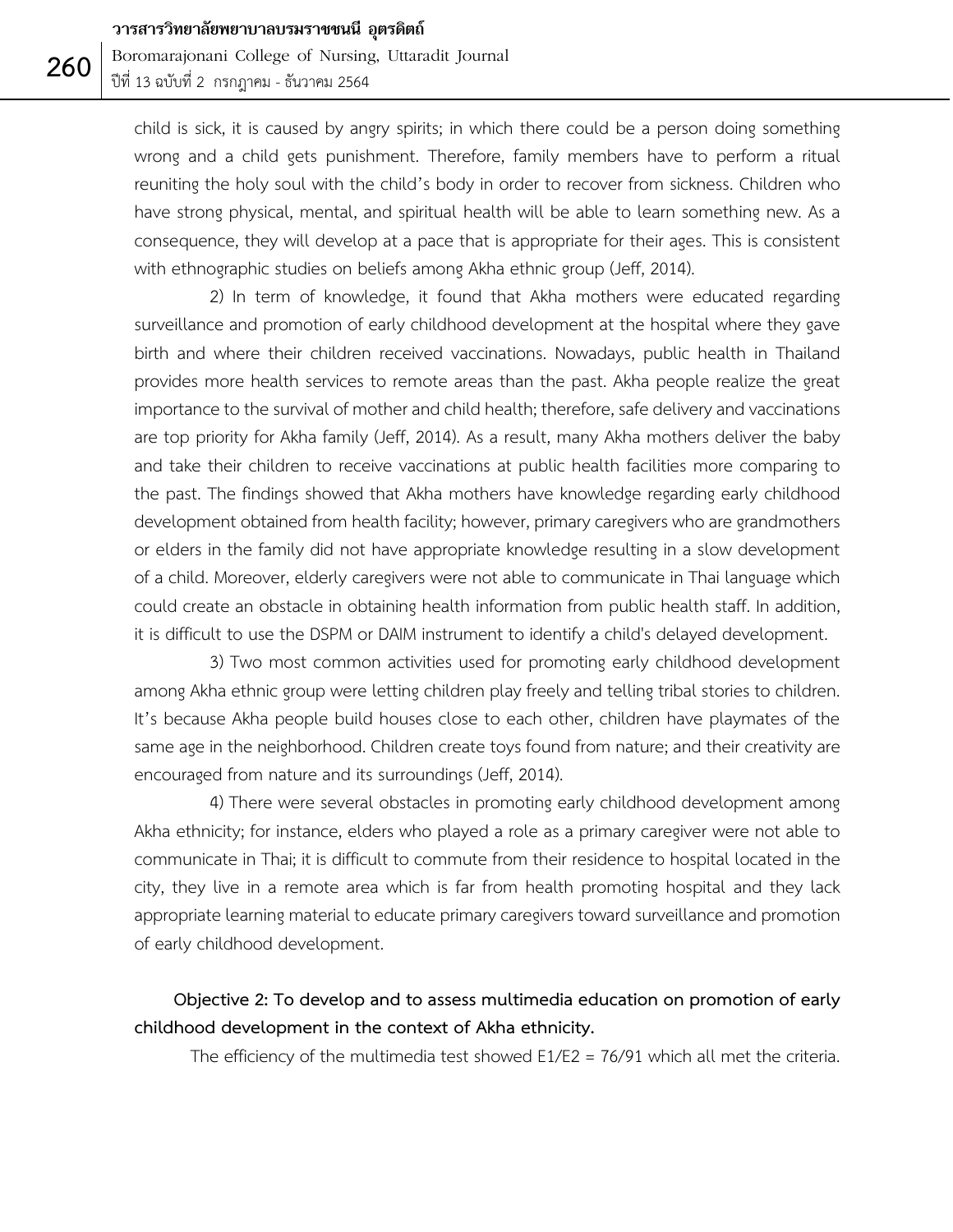child is sick, it is caused by angry spirits; in which there could be a person doing something wrong and a child gets punishment. Therefore, family members have to perform a ritual reuniting the holy soul with the child's body in order to recover from sickness. Children who have strong physical, mental, and spiritual health will be able to learn something new. As a consequence, they will develop at a pace that is appropriate for their ages. This is consistent with ethnographic studies on beliefs among Akha ethnic group (Jeff, 2014).

2) In term of knowledge, it found that Akha mothers were educated regarding surveillance and promotion of early childhood development at the hospital where they gave birth and where their children received vaccinations. Nowadays, public health in Thailand provides more health services to remote areas than the past. Akha people realize the great importance to the survival of mother and child health; therefore, safe delivery and vaccinations are top priority for Akha family (Jeff, 2014). As a result, many Akha mothers deliver the baby and take their children to receive vaccinations at public health facilities more comparing to the past. The findings showed that Akha mothers have knowledge regarding early childhood development obtained from health facility; however, primary caregivers who are grandmothers or elders in the family did not have appropriate knowledge resulting in a slow development of a child. Moreover, elderly caregivers were not able to communicate in Thai language which could create an obstacle in obtaining health information from public health staff. In addition, it is difficult to use the DSPM or DAIM instrument to identify a child's delayed development.

3) Two most common activities used for promoting early childhood development among Akha ethnic group were letting children play freely and telling tribal stories to children. It's because Akha people build houses close to each other, children have playmates of the same age in the neighborhood. Children create toys found from nature; and their creativity are encouraged from nature and its surroundings (Jeff, 2014).

4) There were several obstacles in promoting early childhood development among Akha ethnicity; for instance, elders who played a role as a primary caregiver were not able to communicate in Thai; it is difficult to commute from their residence to hospital located in the city, they live in a remote area which is far from health promoting hospital and they lack appropriate learning material to educate primary caregivers toward surveillance and promotion of early childhood development.

**Objective 2: To develop and to assess multimedia education on promotion of early childhood development in the context of Akha ethnicity.**

The efficiency of the multimedia test showed $E_1/E_2$ = 76/91 which all met the criteria.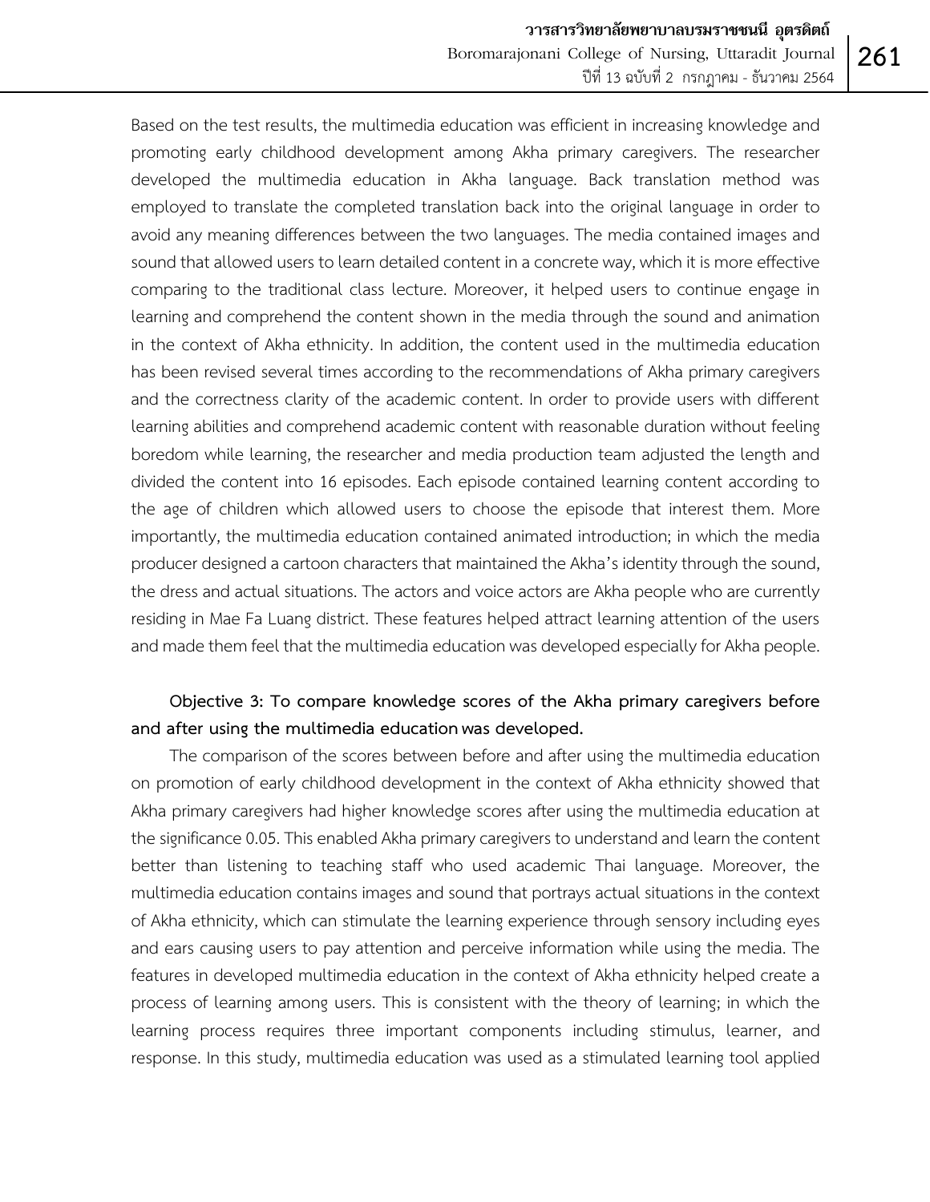Based on the test results, the multimedia education was efficient in increasing knowledge and promoting early childhood development among Akha primary caregivers. The researcher developed the multimedia education in Akha language. Back translation method was employed to translate the completed translation back into the original language in order to avoid any meaning differences between the two languages. The media contained images and sound that allowed users to learn detailed content in a concrete way, which it is more effective comparing to the traditional class lecture. Moreover, it helped users to continue engage in learning and comprehend the content shown in the media through the sound and animation in the context of Akha ethnicity. In addition, the content used in the multimedia education has been revised several times according to the recommendations of Akha primary caregivers and the correctness clarity of the academic content. In order to provide users with different learning abilities and comprehend academic content with reasonable duration without feeling boredom while learning, the researcher and media production team adjusted the length and divided the content into 16 episodes. Each episode contained learning content according to the age of children which allowed users to choose the episode that interest them. More importantly, the multimedia education contained animated introduction; in which the media producer designed a cartoon characters that maintained the Akha's identity through the sound, the dress and actual situations. The actors and voice actors are Akha people who are currently residing in Mae Fa Luang district. These features helped attract learning attention of the users and made them feel that the multimedia education was developed especially for Akha people.

**Objective 3: To compare knowledge scores of the Akha primary caregivers before and after using the multimedia education was developed.**

The comparison of the scores between before and after using the multimedia education on promotion of early childhood development in the context of Akha ethnicity showed that Akha primary caregivers had higher knowledge scores after using the multimedia education at the significance 0.05. This enabled Akha primary caregivers to understand and learn the content better than listening to teaching staff who used academic Thai language. Moreover, the multimedia education contains images and sound that portrays actual situations in the context of Akha ethnicity, which can stimulate the learning experience through sensory including eyes and ears causing users to pay attention and perceive information while using the media. The features in developed multimedia education in the context of Akha ethnicity helped create a process of learning among users. This is consistent with the theory of learning; in which the learning process requires three important components including stimulus, learner, and response. In this study, multimedia education was used as a stimulated learning tool applied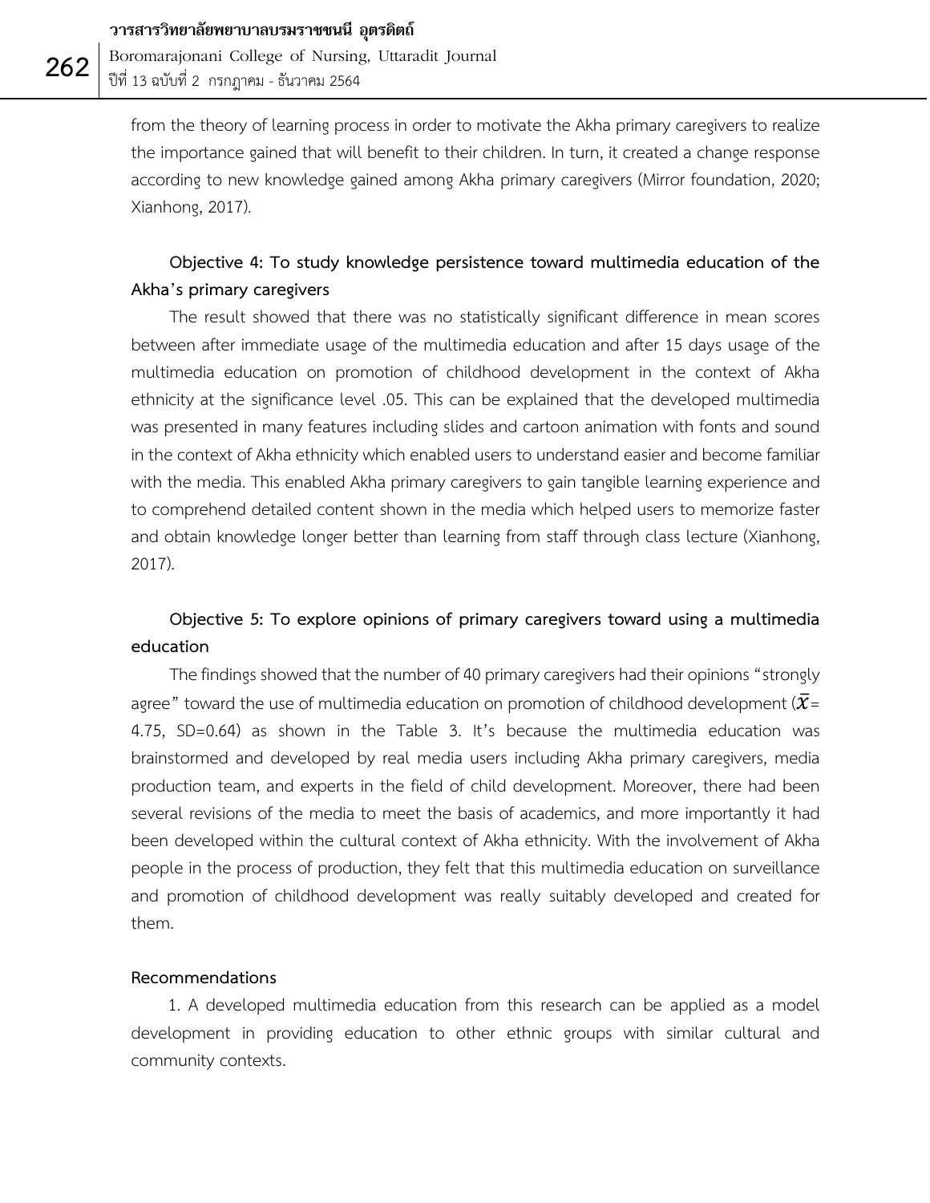from the theory of learning process in order to motivate the Akha primary caregivers to realize the importance gained that will benefit to their children. In turn, it created a change response according to new knowledge gained among Akha primary caregivers (Mirror foundation, 2020; Xianhong, 2017).

**Objective 4: To study knowledge persistence toward multimedia education of the Akha's primary caregivers**

The result showed that there was no statistically significant difference in mean scores between after immediate usage of the multimedia education and after 15 days usage of the multimedia education on promotion of childhood development in the context of Akha ethnicity at the significance level .05. This can be explained that the developed multimedia was presented in many features including slides and cartoon animation with fonts and sound in the context of Akha ethnicity which enabled users to understand easier and become familiar with the media. This enabled Akha primary caregivers to gain tangible learning experience and to comprehend detailed content shown in the media which helped users to memorize faster and obtain knowledge longer better than learning from staff through class lecture (Xianhong, 2017).

**Objective 5: To explore opinions of primary caregivers toward using a multimedia education**

The findings showed that the number of 40 primary caregivers had their opinions "strongly agree" toward the use of multimedia education on promotion of childhood development ($\bar{X}$= 4.75, SD=0.64) as shown in the Table 3. It's because the multimedia education was brainstormed and developed by real media users including Akha primary caregivers, media production team, and experts in the field of child development. Moreover, there had been several revisions of the media to meet the basis of academics, and more importantly it had been developed within the cultural context of Akha ethnicity. With the involvement of Akha people in the process of production, they felt that this multimedia education on surveillance and promotion of childhood development was really suitably developed and created for them.

**Recommendations**

1. A developed multimedia education from this research can be applied as a model development in providing education to other ethnic groups with similar cultural and community contexts.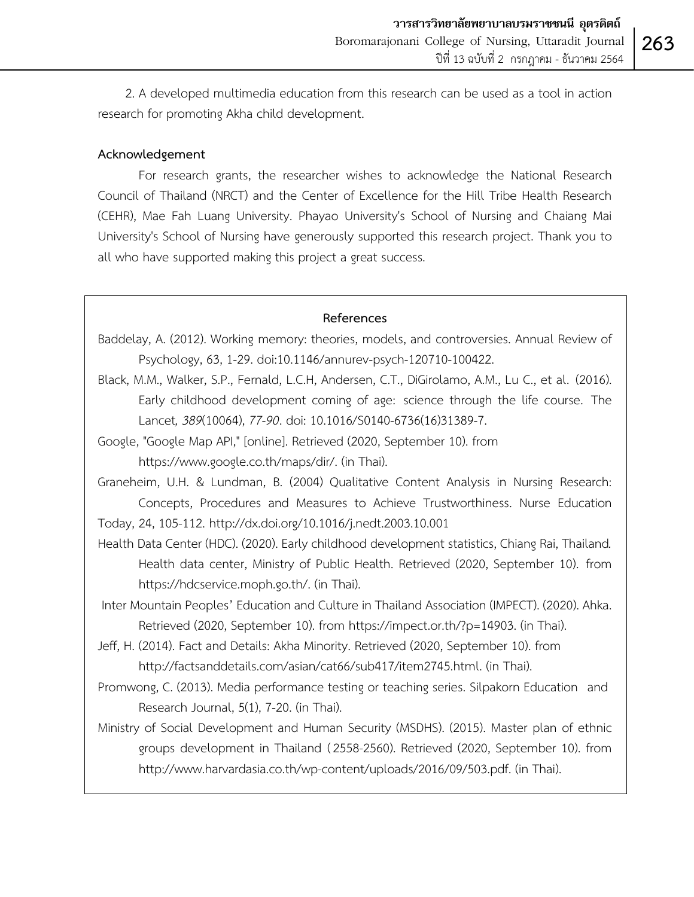2. A developed multimedia education from this research can be used as a tool in action research for promoting Akha child development.

**Acknowledgement**

For research grants, the researcher wishes to acknowledge the National Research Council of Thailand (NRCT) and the Center of Excellence for the Hill Tribe Health Research (CEHR), Mae Fah Luang University. Phayao University's School of Nursing and Chaiang Mai University's School of Nursing have generously supported this research project. Thank you to all who have supported making this project a great success.

**References**

Baddelay, A. (2012). Working memory: theories, models, and controversies. Annual Review of Psychology, 63, 1-29. doi:10.1146/annurev-psych-120710-100422.

Black, M.M., Walker, S.P., Fernald, L.C.H, Andersen, C.T., DiGirolamo, A.M., Lu C., et al. (2016). Early childhood development coming of age: science through the life course. The Lancet*, 389*(10064), *77-90*. doi: 10.1016/S0140-6736(16)31389-7.

Google, "Google Map API," [online]. Retrieved (2020, September 10). from https://www.google.co.th/maps/dir/. (in Thai).

Graneheim, U.H. & Lundman, B. (2004) Qualitative Content Analysis in Nursing Research: Concepts, Procedures and Measures to Achieve Trustworthiness. Nurse Education Today, 24, 105-112. http://dx.doi.org/10.1016/j.nedt.2003.10.001

Health Data Center (HDC). (2020). Early childhood development statistics, Chiang Rai, Thailand. Health data center, Ministry of Public Health. Retrieved (2020, September 10). from https://hdcservice.moph.go.th/. (in Thai).

Inter Mountain Peoples' Education and Culture in Thailand Association (IMPECT). (2020). Ahka. Retrieved (2020, September 10). from https://impect.or.th/?p=14903. (in Thai).

Jeff, H. (2014). Fact and Details: Akha Minority. Retrieved (2020, September 10). from http://factsanddetails.com/asian/cat66/sub417/item2745.html. (in Thai).

Promwong, C. (2013). Media performance testing or teaching series. Silpakorn Education and Research Journal, 5(1), 7-20. (in Thai).

Ministry of Social Development and Human Security (MSDHS). (2015). Master plan of ethnic groups development in Thailand (2558-2560). Retrieved (2020, September 10). from http://www.harvardasia.co.th/wp-content/uploads/2016/09/503.pdf. (in Thai).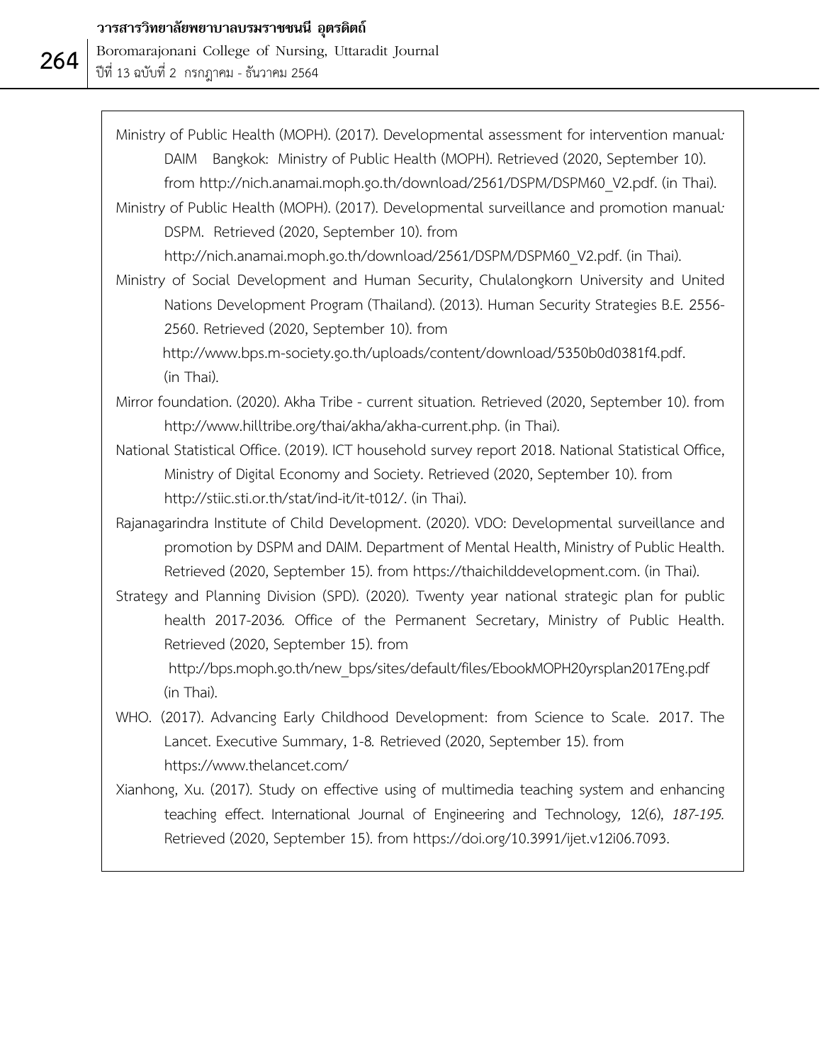Ministry of Public Health (MOPH). (2017). Developmental assessment for intervention manual: DAIM Bangkok: Ministry of Public Health (MOPH). Retrieved (2020, September 10). from http://nich.anamai.moph.go.th/download/2561/DSPM/DSPM60_V2.pdf. (in Thai).

Ministry of Public Health (MOPH). (2017). Developmental surveillance and promotion manual: DSPM. Retrieved (2020, September 10). from http://nich.anamai.moph.go.th/download/2561/DSPM/DSPM60_V2.pdf. (in Thai).

Ministry of Social Development and Human Security, Chulalongkorn University and United Nations Development Program (Thailand). (2013). Human Security Strategies B.E. 2556-2560. Retrieved (2020, September 10). from http://www.bps.m-society.go.th/uploads/content/download/5350b0d0381f4.pdf. (in Thai).

Mirror foundation. (2020). Akha Tribe - current situation. Retrieved (2020, September 10). from http://www.hilltribe.org/thai/akha/akha-current.php. (in Thai).

National Statistical Office. (2019). ICT household survey report 2018. National Statistical Office, Ministry of Digital Economy and Society. Retrieved (2020, September 10). from http://stiic.sti.or.th/stat/ind-it/it-t012/. (in Thai).

Rajanagarindra Institute of Child Development. (2020). VDO: Developmental surveillance and promotion by DSPM and DAIM. Department of Mental Health, Ministry of Public Health. Retrieved (2020, September 15). from https://thaichilddevelopment.com. (in Thai).

Strategy and Planning Division (SPD). (2020). Twenty year national strategic plan for public health 2017-2036. Office of the Permanent Secretary, Ministry of Public Health. Retrieved (2020, September 15). from http://bps.moph.go.th/new_bps/sites/default/files/EbookMOPH20yrsplan2017Eng.pdf (in Thai).

WHO. (2017). Advancing Early Childhood Development: from Science to Scale. 2017. The Lancet. Executive Summary, 1-8. Retrieved (2020, September 15). from https://www.thelancet.com/

Xianhong, Xu. (2017). Study on effective using of multimedia teaching system and enhancing teaching effect. International Journal of Engineering and Technology, 12(6), *187-195.* Retrieved (2020, September 15). from https://doi.org/10.3991/ijet.v12i06.7093.